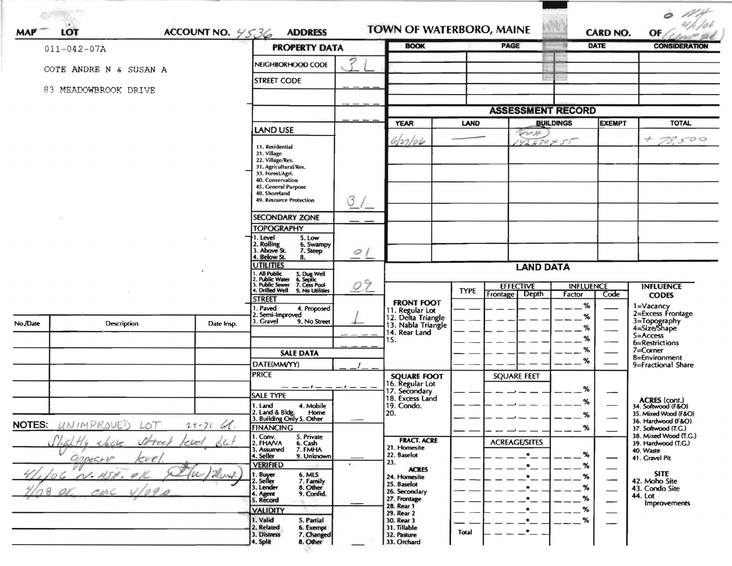MAP LOT ACCOUNT NO. 4536 ADDRESS

# TOWN OF WATERBORO, MAINE

CARD NO. OF

011-042-07A

COTE ANDRE N & SUSAN A

83 MEADOWBROOK DRIVE

## PROPERTY DATA

| | |
|---|---|
| NEIGHBORHOOD CODE | 31 |
| STREET CODE | |
| LAND USE | 31 |
| 11. Residential<br>21. Village<br>22. Village/Res.<br>31. Agricultural/Res.<br>33. Forest/Agri.<br>40. Conservation<br>45. General Purpose<br>48. Shoreland<br>49. Resource Protection | |
| SECONDARY ZONE | |
| TOPOGRAPHY<br>1. Level 5. Low<br>2. Rolling 6. Swampy<br>3. Above St. 7. Steep<br>4. Below St. 8. | 01 |
| UTILITIES<br>1. All Public 5. Dug Well<br>2. Public Water 6. Septic<br>3. Public Sewer 7. Cess Pool<br>4. Drilled Well 9. No Utilities | 09 |
| STREET<br>1. Paved 4. Proposed<br>2. Semi-Improved<br>3. Gravel 9. No Street | 1 |

## SALE DATA

| | |
|---|---|
| DATE(MM/YY) | |
| PRICE | |
| SALE TYPE<br>1. Land 4. Mobile Home<br>2. Land & Bldg.<br>3. Building Only 5. Other | |
| FINANCING<br>1. Conv. 5. Private<br>2. FHA/VA 6. Cash<br>3. Assumed 7. FMHA<br>4. Seller 9. Unknown | |
| VERIFIED<br>1. Buyer 6. MLS<br>2. Seller 7. Family<br>3. Lender 8. Other<br>4. Agent 9. Confid.<br>5. Record | |
| VALIDITY<br>1. Valid 5. Partial<br>2. Related 6. Exempt<br>3. Distress 7. Changed<br>4. Split 8. Other | |

| BOOK | PAGE | DATE | CONSIDERATION |
|---|---|---|---|
| | | | |

## ASSESSMENT RECORD

| YEAR | LAND | BUILDINGS | EXEMPT | TOTAL |
|---|---|---|---|---|
| 6/27/06 | — | NH 14x70 + 55 | | + 78,500 |

## LAND DATA

| | TYPE | EFFECTIVE Frontage | EFFECTIVE Depth | INFLUENCE Factor | INFLUENCE Code |
|---|---|---|---|---|---|
| FRONT FOOT<br>11. Regular Lot<br>12. Delta Triangle<br>13. Nabla Triangle<br>14. Rear Land<br>15. | | | | % | |
| SQUARE FOOT<br>16. Regular Lot<br>17. Secondary<br>18. Excess Land<br>19. Condo.<br>20. | | SQUARE FEET | | % | |
| FRACT. ACRE<br>21. Homesite<br>22. Baselot<br>23.<br>ACRES<br>24. Homesite<br>25. Baselot<br>26. Secondary<br>27. Frontage<br>28. Rear 1<br>29. Rear 2<br>30. Rear 3<br>31. Tillable<br>32. Pasture<br>33. Orchard | Total | ACREAGE/SITES | | % | |

INFLUENCE CODES
1=Vacancy
2=Excess Frontage
3=Topography
4=Size/Shape
5=Access
6=Restrictions
7=Corner
8=Environment
9=Fractional Share

ACRES (cont.)
34. Softwood (F&O)
35. Mixed Wood (F&O)
36. Hardwood (F&O)
37. Softwood (T.G.)
38. Mixed Wood (T.G.)
39. Hardwood (T.G.)
40. Waste
41. Gravel Pit

SITE
42. Moho Site
43. Condo Site
44. Lot Improvements

| No./Date | Description | Date Insp. |
|---|---|---|
| | | |

NOTES: UNIMPROVED LOT 21-71 [illegible]
Slightly above street level, but appears level.
4/4/06 N. HSE. OK [illegible]
4/08 OK. CMC 4/09 [illegible]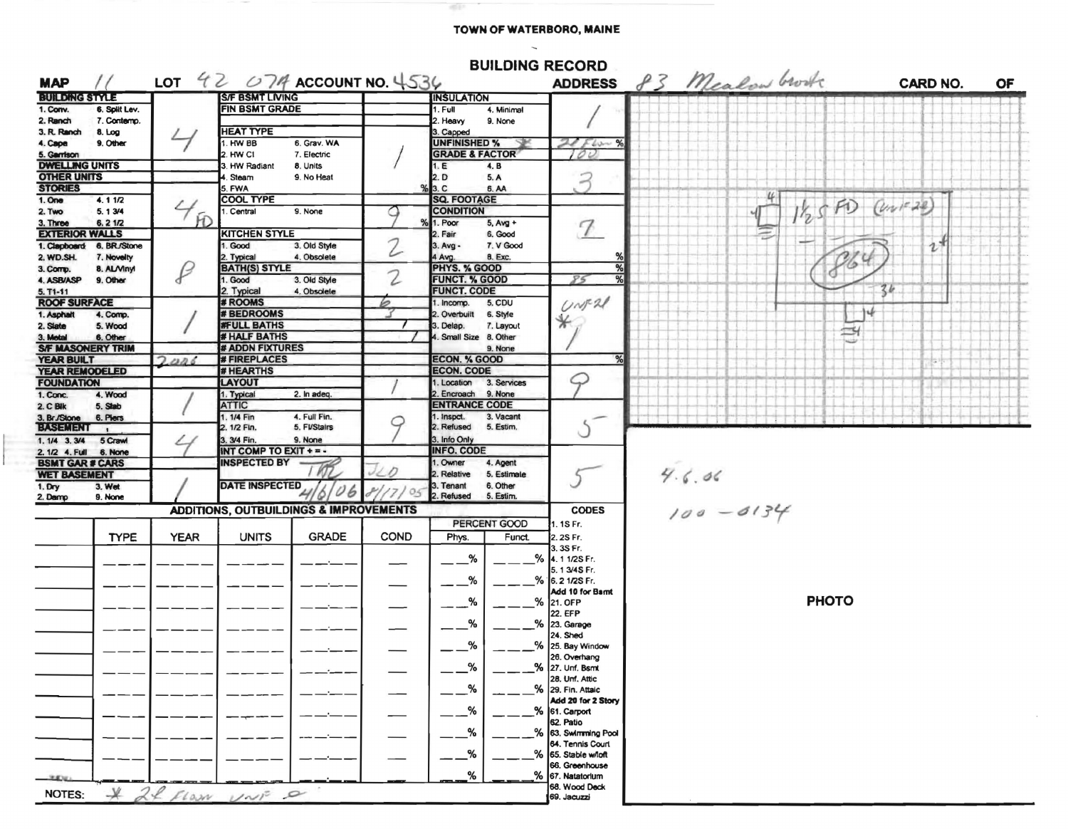**TOWN OF WATERBORO, MAINE**

# BUILDING RECORD

MAP 11 LOT 42 07A ACCOUNT NO. 4536 ADDRESS 83 Meadow brook CARD NO. OF

| | | | | | |
|---|---|---|---|---|---|
| **BUILDING STYLE** 1. Conv. 6. Split Lev. 2. Ranch 7. Contemp. 3. R. Ranch 8. Log 4. Cape 9. Other 5. Garrison | 4 | **S/F BSMT LIVING** / **FIN BSMT GRADE** / **HEAT TYPE** 1. HW BB 6. Grav. WA 2. HW CI 7. Electric 3. HW Radiant 8. Units 4. Steam 9. No Heat 5. FWA | 1 | **INSULATION** 1. Full 4. Minimal 2. Heavy 9. None 3. Capped | 1 |
| **DWELLING UNITS** | | | | **UNFINISHED %** * | 2d Flow % 100 |
| **OTHER UNITS** | | | | **GRADE & FACTOR** 1. E 4. B 2. D 5. A 3. C 6. AA | 3 |
| **STORIES** 1. One 4. 1 1/2 2. Two 5. 1 3/4 3. Three 6. 2 1/2 | 4 FD | **COOL TYPE** 1. Central 9. None | 9 | **SQ. FOOTAGE** / **CONDITION** 1. Poor 5. Avg + 2. Fair 6. Good 3. Avg - 7. V Good 4. Avg. 8. Exc. | 7 |
| **EXTERIOR WALLS** 1. Clapboard 6. BR/Stone 2. WD.SH. 7. Novelty 3. Comp. 8. AL/Vinyl 4. ASB/ASP 9. Other 5. T1-11 | 8 | **KITCHEN STYLE** 1. Good 3. Old Style 2. Typical 4. Obsolete | 2 | **PHYS. % GOOD** | % |
| | | **BATH(S) STYLE** 1. Good 3. Old Style 2. Typical 4. Obsolete | 2 | **FUNCT. % GOOD** | 85 % |
| **ROOF SURFACE** 1. Asphalt 4. Comp. 2. Slate 5. Wood 3. Metal 6. Other | 1 | **# ROOMS** | 6 | **FUNCT. CODE** 1. Incomp. 5. CDU 2. Overbuilt 6. Style 3. Delap. 7. Layout 4. Small Size 8. Other 9. None | UNF 2d * 1 |
| | | **# BEDROOMS** | 3 | | |
| | | **#FULL BATHS** | 1 | | |
| | | **# HALF BATHS** | 1 | | |
| **S/F MASONRY TRIM** | | **# ADDN FIXTURES** | | | |
| **YEAR BUILT** | 2006 | **# FIREPLACES** | | **ECON. % GOOD** | % |
| **YEAR REMODELED** | | **# HEARTHS** | | **ECON. CODE** 1. Location 3. Services 2. Encroach 9. None | 9 |
| **FOUNDATION** 1. Conc. 4. Wood 2. C Blk 5. Slab 3. Br./Stone 6. Piers | 1 | **LAYOUT** 1. Typical 2. In adeq. | 1 | | |
| **BASEMENT** 1. 1/4 3. 3/4 5 Crawl 2. 1/2 4. Full 6. None | 4 | **ATTIC** 1. 1/4 Fin 4. Full Fin. 2. 1/2 Fin. 5. Fl/Stairs 3. 3/4 Fin. 9. None | 9 | **ENTRANCE CODE** 1. Inspct. 3. Vacant 2. Refused 5. Estim. 3. Info Only | 5 |
| **BSMT GAR # CARS** | | **INT COMP TO EXIT + = -** | | **INFO. CODE** 1. Owner 4. Agent 2. Relative 5. Estimate 3. Tenant 6. Other 2. Refused 5. Estim. | 5 |
| **WET BASEMENT** 1. Dry 3. Wet 2. Damp 9. None | 1 | **INSPECTED BY** | TAR / JLD | | |
| | | **DATE INSPECTED** | 4/6/06 / 8/17/05 | | |

Sketch: 1 1/2 S FD (Unf 2d) 864; dimensions 24, 36, 4

4.6.06
100 - 0134

## ADDITIONS, OUTBUILDINGS & IMPROVEMENTS

| | TYPE | YEAR | UNITS | GRADE | COND | PERCENT GOOD Phys. | Funct. |
|---|---|---|---|---|---|---|---|
| | | | | | | % | % |
| | | | | | | % | % |
| | | | | | | % | % |
| | | | | | | % | % |
| | | | | | | % | % |
| | | | | | | % | % |
| | | | | | | % | % |
| | | | | | | % | % |
| | | | | | | % | % |
| | | | | | | % | % |
| | | | | | | % | % |

**CODES**
1. 1S Fr.
2. 2S Fr.
3. 3S Fr.
4. 1 1/2S Fr.
5. 1 3/4S Fr.
6. 2 1/2S Fr.
Add 10 for Bsmt
21. OFP
22. EFP
23. Garage
24. Shed
25. Bay Window
26. Overhang
27. Unf. Bsmt
28. Unf. Attic
29. Fin. Attaic
Add 20 for 2 Story
61. Carport
62. Patio
63. Swimming Pool
64. Tennis Court
65. Stable w/loft
66. Greenhouse
67. Natatorium
68. Wood Deck
69. Jacuzzi

**PHOTO**

NOTES: * 2d Flow Unf ↻